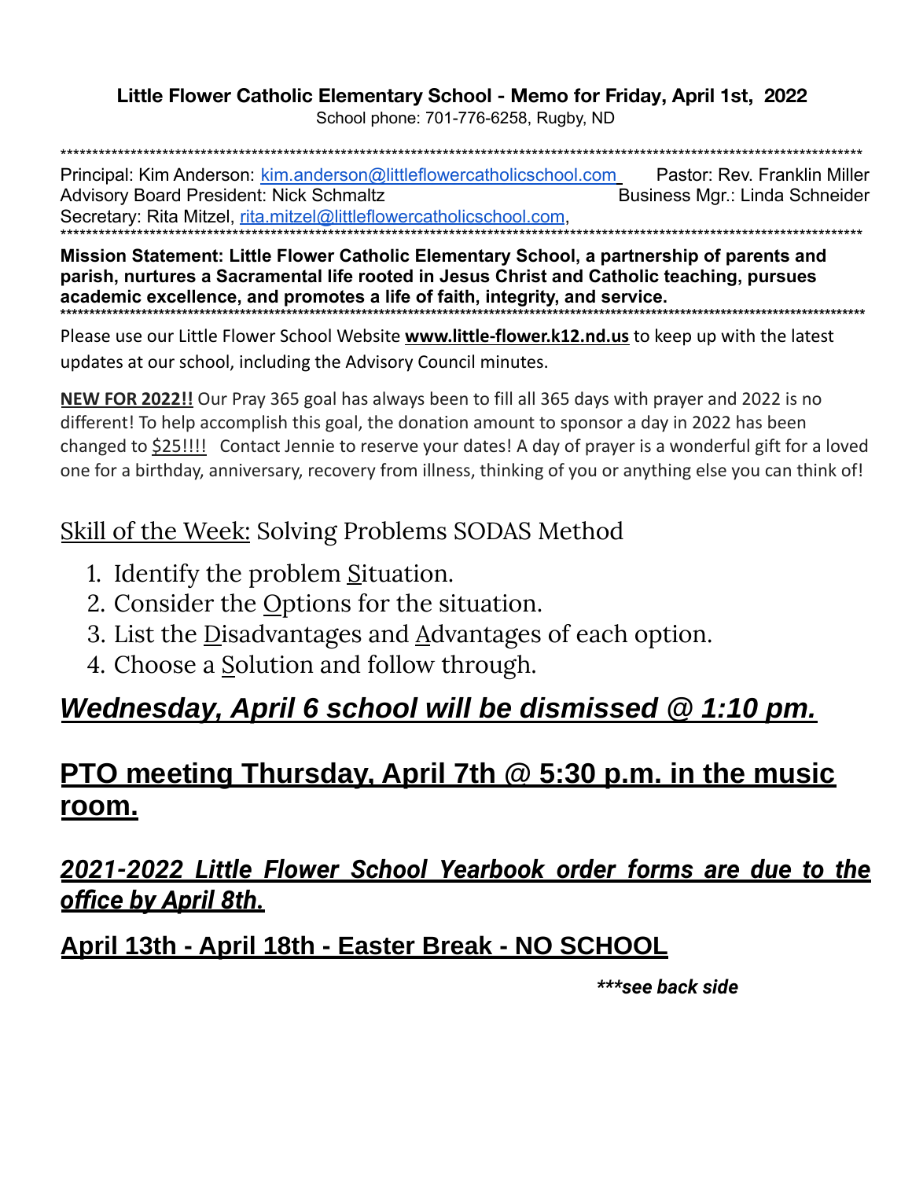**Little Flower Catholic Elementary School - Memo for Friday, April 1st, 2022**

School phone: 701-776-6258, Rugby, ND

*****************************************************************************************************************************

Principal: Kim Anderson: kim.anderson@littleflowercatholicschool.com Pastor: Rev. Franklin Miller
Advisory Board President: Nick Schmaltz Business Mgr.: Linda Schneider
Secretary: Rita Mitzel, rita.mitzel@littleflowercatholicschool.com,

*****************************************************************************************************************************

**Mission Statement: Little Flower Catholic Elementary School, a partnership of parents and parish, nurtures a Sacramental life rooted in Jesus Christ and Catholic teaching, pursues academic excellence, and promotes a life of faith, integrity, and service.**

*****************************************************************************************************************************

Please use our Little Flower School Website **www.little-flower.k12.nd.us** to keep up with the latest updates at our school, including the Advisory Council minutes.

**NEW FOR 2022!!** Our Pray 365 goal has always been to fill all 365 days with prayer and 2022 is no different! To help accomplish this goal, the donation amount to sponsor a day in 2022 has been changed to $25!!!! Contact Jennie to reserve your dates! A day of prayer is a wonderful gift for a loved one for a birthday, anniversary, recovery from illness, thinking of you or anything else you can think of!

## Skill of the Week: Solving Problems SODAS Method

1. Identify the problem Situation.
2. Consider the Options for the situation.
3. List the Disadvantages and Advantages of each option.
4. Choose a Solution and follow through.

## ***Wednesday, April 6 school will be dismissed @ 1:10 pm.***

## **PTO meeting Thursday, April 7th @ 5:30 p.m. in the music room.**

### ***2021-2022 Little Flower School Yearbook order forms are due to the office by April 8th.***

### **April 13th - April 18th - Easter Break - NO SCHOOL**

***\*\*\*see back side***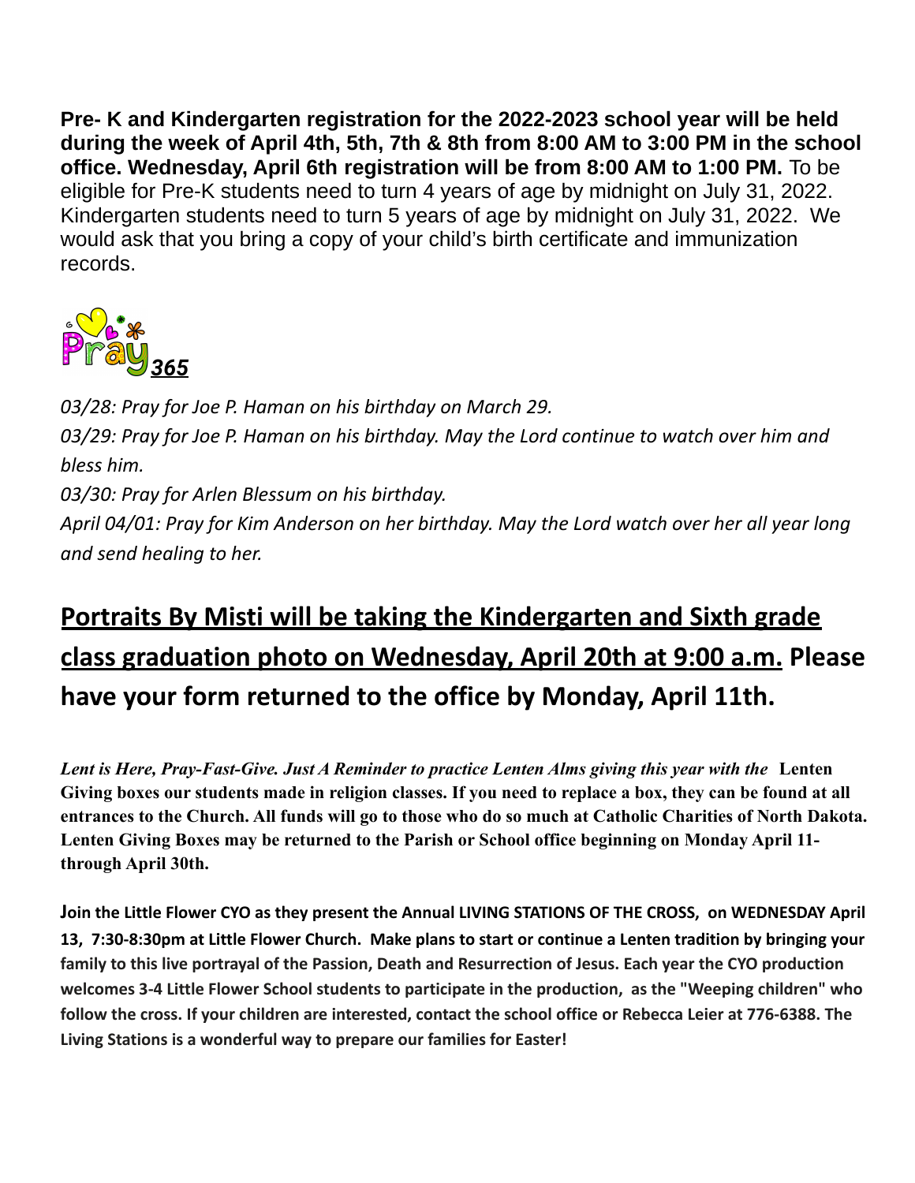**Pre- K and Kindergarten registration for the 2022-2023 school year will be held during the week of April 4th, 5th, 7th & 8th from 8:00 AM to 3:00 PM in the school office. Wednesday, April 6th registration will be from 8:00 AM to 1:00 PM.** To be eligible for Pre-K students need to turn 4 years of age by midnight on July 31, 2022. Kindergarten students need to turn 5 years of age by midnight on July 31, 2022. We would ask that you bring a copy of your child's birth certificate and immunization records.

Pray ***365***

*03/28: Pray for Joe P. Haman on his birthday on March 29.*

*03/29: Pray for Joe P. Haman on his birthday. May the Lord continue to watch over him and bless him.*

*03/30: Pray for Arlen Blessum on his birthday.*

*April 04/01: Pray for Kim Anderson on her birthday. May the Lord watch over her all year long and send healing to her.*

## Portraits By Misti will be taking the Kindergarten and Sixth grade class graduation photo on Wednesday, April 20th at 9:00 a.m. Please have your form returned to the office by Monday, April 11th.

***Lent is Here, Pray-Fast-Give. Just A Reminder to practice Lenten Alms giving this year with the*** **Lenten Giving boxes our students made in religion classes. If you need to replace a box, they can be found at all entrances to the Church. All funds will go to those who do so much at Catholic Charities of North Dakota. Lenten Giving Boxes may be returned to the Parish or School office beginning on Monday April 11- through April 30th.**

**Join the Little Flower CYO as they present the Annual LIVING STATIONS OF THE CROSS, on WEDNESDAY April 13, 7:30-8:30pm at Little Flower Church. Make plans to start or continue a Lenten tradition by bringing your family to this live portrayal of the Passion, Death and Resurrection of Jesus. Each year the CYO production welcomes 3-4 Little Flower School students to participate in the production, as the "Weeping children" who follow the cross. If your children are interested, contact the school office or Rebecca Leier at 776-6388. The Living Stations is a wonderful way to prepare our families for Easter!**